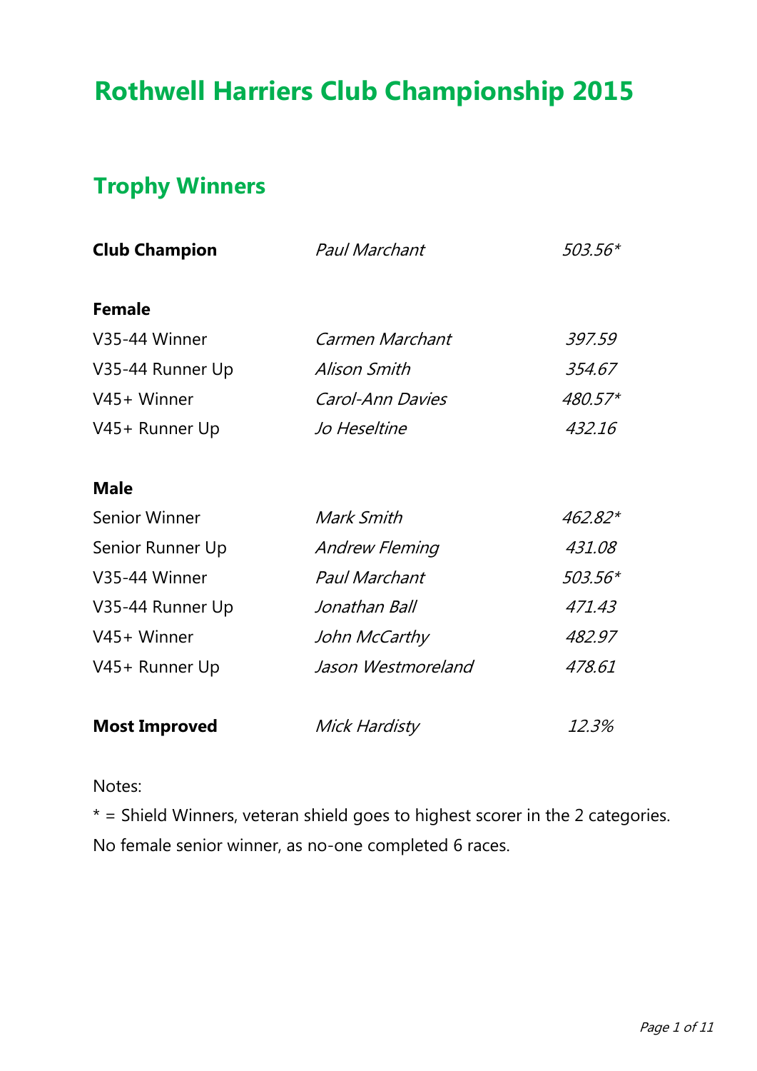# Rothwell Harriers Club Championship 2015

## Trophy Winners

| | | |
|---|---|---|
| **Club Champion** | *Paul Marchant* | *503.56** |
| | | |
| **Female** | | |
| V35-44 Winner | *Carmen Marchant* | *397.59* |
| V35-44 Runner Up | *Alison Smith* | *354.67* |
| V45+ Winner | *Carol-Ann Davies* | *480.57** |
| V45+ Runner Up | *Jo Heseltine* | *432.16* |
| | | |
| **Male** | | |
| Senior Winner | *Mark Smith* | *462.82** |
| Senior Runner Up | *Andrew Fleming* | *431.08* |
| V35-44 Winner | *Paul Marchant* | *503.56** |
| V35-44 Runner Up | *Jonathan Ball* | *471.43* |
| V45+ Winner | *John McCarthy* | *482.97* |
| V45+ Runner Up | *Jason Westmoreland* | *478.61* |
| | | |
| **Most Improved** | *Mick Hardisty* | *12.3%* |

Notes:

* = Shield Winners, veteran shield goes to highest scorer in the 2 categories.

No female senior winner, as no-one completed 6 races.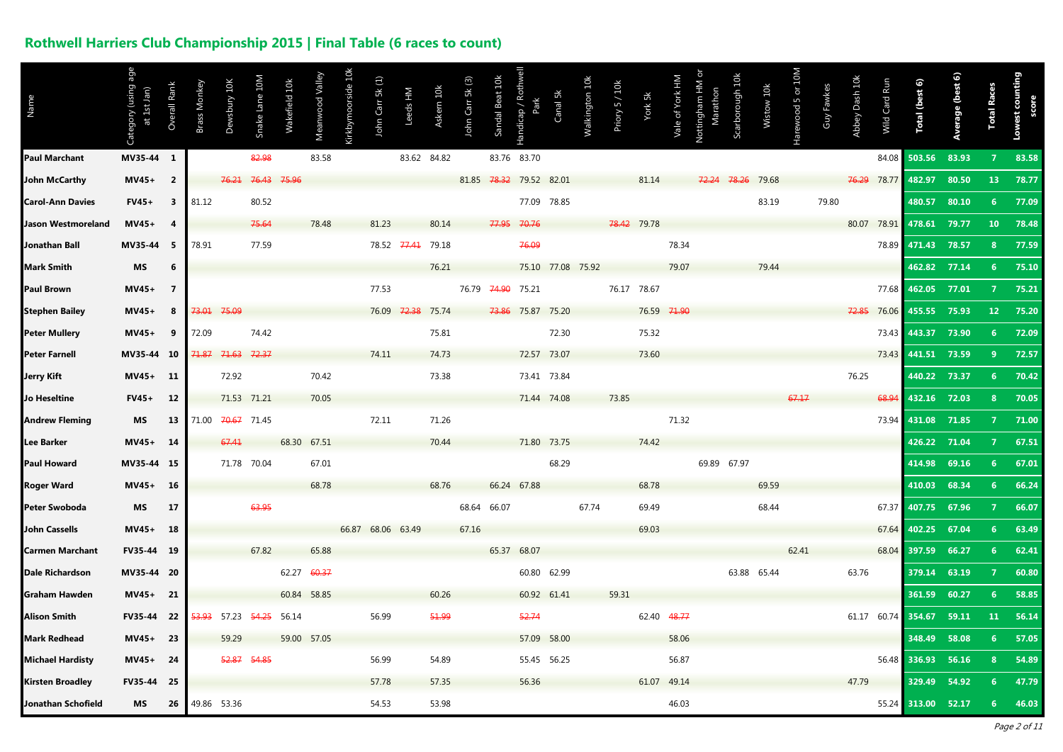## Rothwell Harriers Club Championship 2015 | Final Table (6 races to count)

| Name | Category (using age at 1st Jan) | Overall Rank | Brass Monkey | Dewsbury 10K | Snake Lane 10M | Wakefield 10k | Meanwood Valley | Kirkbymoorside 10k | John Carr 5k (1) | Leeds HM | Askern 10k | John Carr 5k (3) | Sandal Beat 10k | Handicap / Rothwell Park | Canal 5k | Walkington 10k | Priory 5 / 10k | York 5k | Vale of York HM | Nottingham HM or Marathon | Scarborough 10k | Wistow 10k | Harewood 5 or 10M | Guy Fawkes | Abbey Dash 10k | Wild Card Run | Total (best 6) | Average (best 6) | Total Races | Lowest counting score |
|---|---|---|---|---|---|---|---|---|---|---|---|---|---|---|---|---|---|---|---|---|---|---|---|---|---|---|---|---|---|---|
| **Paul Marchant** | **MV35-44** | **1** | | | ~~82.98~~ | | 83.58 | | | 83.62 | 84.82 | | 83.76 | 83.70 | | | | | | | | | | | | 84.08 | **503.56** | **83.93** | **7** | **83.58** |
| **John McCarthy** | **MV45+** | **2** | | ~~76.21~~ | ~~76.43~~ | ~~75.96~~ | | | | | | 81.85 | ~~78.32~~ | 79.52 | 82.01 | | | 81.14 | | ~~72.24~~ | ~~78.26~~ | 79.68 | | | ~~76.29~~ | 78.77 | **482.97** | **80.50** | **13** | **78.77** |
| **Carol-Ann Davies** | **FV45+** | **3** | 81.12 | | 80.52 | | | | | | | | | 77.09 | 78.85 | | | | | | | 83.19 | | 79.80 | | | **480.57** | **80.10** | **6** | **77.09** |
| **Jason Westmoreland** | **MV45+** | **4** | | | ~~75.64~~ | | 78.48 | | 81.23 | | 80.14 | | ~~77.95~~ | ~~70.76~~ | | | ~~78.42~~ | 79.78 | | | | | | | 80.07 | 78.91 | **478.61** | **79.77** | **10** | **78.48** |
| **Jonathan Ball** | **MV35-44** | **5** | 78.91 | | 77.59 | | | | 78.52 | ~~77.41~~ | 79.18 | | | ~~76.09~~ | | | | | 78.34 | | | | | | | 78.89 | **471.43** | **78.57** | **8** | **77.59** |
| **Mark Smith** | **MS** | **6** | | | | | | | | | 76.21 | | | 75.10 | 77.08 | 75.92 | | | 79.07 | | | 79.44 | | | | | **462.82** | **77.14** | **6** | **75.10** |
| **Paul Brown** | **MV45+** | **7** | | | | | | | 77.53 | | | 76.79 | ~~74.90~~ | 75.21 | | | 76.17 | 78.67 | | | | | | | | 77.68 | **462.05** | **77.01** | **7** | **75.21** |
| **Stephen Bailey** | **MV45+** | **8** | ~~73.01~~ | ~~75.09~~ | | | | | 76.09 | ~~72.38~~ | 75.74 | | ~~73.86~~ | 75.87 | 75.20 | | | 76.59 | ~~71.90~~ | | | | | | ~~72.85~~ | 76.06 | **455.55** | **75.93** | **12** | **75.20** |
| **Peter Mullery** | **MV45+** | **9** | 72.09 | | 74.42 | | | | | | 75.81 | | | | 72.30 | | | 75.32 | | | | | | | | 73.43 | **443.37** | **73.90** | **6** | **72.09** |
| **Peter Farnell** | **MV35-44** | **10** | ~~71.87~~ | ~~71.63~~ | ~~72.37~~ | | | | 74.11 | | 74.73 | | | 72.57 | 73.07 | | | 73.60 | | | | | | | | 73.43 | **441.51** | **73.59** | **9** | **72.57** |
| **Jerry Kift** | **MV45+** | **11** | | 72.92 | | | 70.42 | | | | 73.38 | | | 73.41 | 73.84 | | | | | | | | | | 76.25 | | **440.22** | **73.37** | **6** | **70.42** |
| **Jo Heseltine** | **FV45+** | **12** | | 71.53 | 71.21 | | 70.05 | | | | | | | 71.44 | 74.08 | | 73.85 | | | | | | ~~67.17~~ | | | ~~68.94~~ | **432.16** | **72.03** | **8** | **70.05** |
| **Andrew Fleming** | **MS** | **13** | 71.00 | ~~70.67~~ | 71.45 | | | | 72.11 | | 71.26 | | | | | | | | 71.32 | | | | | | | 73.94 | **431.08** | **71.85** | **7** | **71.00** |
| **Lee Barker** | **MV45+** | **14** | | ~~67.41~~ | | 68.30 | 67.51 | | | | 70.44 | | | 71.80 | 73.75 | | | 74.42 | | | | | | | | | **426.22** | **71.04** | **7** | **67.51** |
| **Paul Howard** | **MV35-44** | **15** | | 71.78 | 70.04 | | 67.01 | | | | | | | | 68.29 | | | | | 69.89 | 67.97 | | | | | | **414.98** | **69.16** | **6** | **67.01** |
| **Roger Ward** | **MV45+** | **16** | | | | | 68.78 | | | | 68.76 | | 66.24 | 67.88 | | | | 68.78 | | | | 69.59 | | | | | **410.03** | **68.34** | **6** | **66.24** |
| **Peter Swoboda** | **MS** | **17** | | | ~~63.95~~ | | | | | | | 68.64 | 66.07 | | | 67.74 | | 69.49 | | | | 68.44 | | | | 67.37 | **407.75** | **67.96** | **7** | **66.07** |
| **John Cassells** | **MV45+** | **18** | | | | | | 66.87 | 68.06 | 63.49 | | 67.16 | | | | | | 69.03 | | | | | | | | 67.64 | **402.25** | **67.04** | **6** | **63.49** |
| **Carmen Marchant** | **FV35-44** | **19** | | | 67.82 | | 65.88 | | | | | | 65.37 | 68.07 | | | | | | | | | 62.41 | | | 68.04 | **397.59** | **66.27** | **6** | **62.41** |
| **Dale Richardson** | **MV35-44** | **20** | | | | 62.27 | ~~60.37~~ | | | | | | | 60.80 | 62.99 | | | | | | 63.88 | 65.44 | | | 63.76 | | **379.14** | **63.19** | **7** | **60.80** |
| **Graham Hawden** | **MV45+** | **21** | | | | 60.84 | 58.85 | | | | 60.26 | | | 60.92 | 61.41 | | 59.31 | | | | | | | | | | **361.59** | **60.27** | **6** | **58.85** |
| **Alison Smith** | **FV35-44** | **22** | ~~53.93~~ | 57.23 | ~~54.25~~ | 56.14 | | | 56.99 | | ~~51.99~~ | | | ~~52.74~~ | | | | 62.40 | ~~48.77~~ | | | | | | 61.17 | 60.74 | **354.67** | **59.11** | **11** | **56.14** |
| **Mark Redhead** | **MV45+** | **23** | | 59.29 | | 59.00 | 57.05 | | | | | | | 57.09 | 58.00 | | | | 58.06 | | | | | | | | **348.49** | **58.08** | **6** | **57.05** |
| **Michael Hardisty** | **MV45+** | **24** | | ~~52.87~~ | ~~54.85~~ | | | | 56.99 | | 54.89 | | | 55.45 | 56.25 | | | | 56.87 | | | | | | | 56.48 | **336.93** | **56.16** | **8** | **54.89** |
| **Kirsten Broadley** | **FV35-44** | **25** | | | | | | | 57.78 | | 57.35 | | | 56.36 | | | | 61.07 | 49.14 | | | | | | 47.79 | | **329.49** | **54.92** | **6** | **47.79** |
| **Jonathan Schofield** | **MS** | **26** | 49.86 | 53.36 | | | | | 54.53 | | 53.98 | | | | | | | | 46.03 | | | | | | | 55.24 | **313.00** | **52.17** | **6** | **46.03** |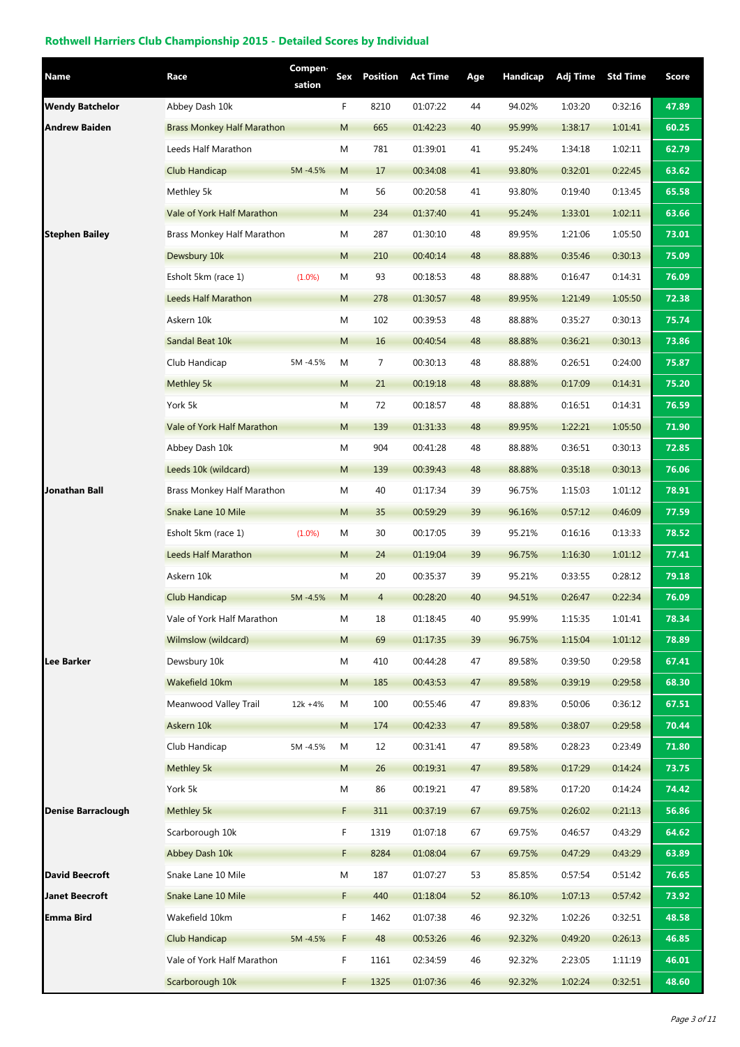## Rothwell Harriers Club Championship 2015 - Detailed Scores by Individual

| Name | Race | Compen-sation | Sex | Position | Act Time | Age | Handicap | Adj Time | Std Time | Score |
|---|---|---|---|---|---|---|---|---|---|---|
| **Wendy Batchelor** | Abbey Dash 10k | | F | 8210 | 01:07:22 | 44 | 94.02% | 1:03:20 | 0:32:16 | 47.89 |
| **Andrew Baiden** | Brass Monkey Half Marathon | | M | 665 | 01:42:23 | 40 | 95.99% | 1:38:17 | 1:01:41 | 60.25 |
| | Leeds Half Marathon | | M | 781 | 01:39:01 | 41 | 95.24% | 1:34:18 | 1:02:11 | 62.79 |
| | Club Handicap | 5M -4.5% | M | 17 | 00:34:08 | 41 | 93.80% | 0:32:01 | 0:22:45 | 63.62 |
| | Methley 5k | | M | 56 | 00:20:58 | 41 | 93.80% | 0:19:40 | 0:13:45 | 65.58 |
| | Vale of York Half Marathon | | M | 234 | 01:37:40 | 41 | 95.24% | 1:33:01 | 1:02:11 | 63.66 |
| **Stephen Bailey** | Brass Monkey Half Marathon | | M | 287 | 01:30:10 | 48 | 89.95% | 1:21:06 | 1:05:50 | 73.01 |
| | Dewsbury 10k | | M | 210 | 00:40:14 | 48 | 88.88% | 0:35:46 | 0:30:13 | 75.09 |
| | Esholt 5km (race 1) | (1.0%) | M | 93 | 00:18:53 | 48 | 88.88% | 0:16:47 | 0:14:31 | 76.09 |
| | Leeds Half Marathon | | M | 278 | 01:30:57 | 48 | 89.95% | 1:21:49 | 1:05:50 | 72.38 |
| | Askern 10k | | M | 102 | 00:39:53 | 48 | 88.88% | 0:35:27 | 0:30:13 | 75.74 |
| | Sandal Beat 10k | | M | 16 | 00:40:54 | 48 | 88.88% | 0:36:21 | 0:30:13 | 73.86 |
| | Club Handicap | 5M -4.5% | M | 7 | 00:30:13 | 48 | 88.88% | 0:26:51 | 0:24:00 | 75.87 |
| | Methley 5k | | M | 21 | 00:19:18 | 48 | 88.88% | 0:17:09 | 0:14:31 | 75.20 |
| | York 5k | | M | 72 | 00:18:57 | 48 | 88.88% | 0:16:51 | 0:14:31 | 76.59 |
| | Vale of York Half Marathon | | M | 139 | 01:31:33 | 48 | 89.95% | 1:22:21 | 1:05:50 | 71.90 |
| | Abbey Dash 10k | | M | 904 | 00:41:28 | 48 | 88.88% | 0:36:51 | 0:30:13 | 72.85 |
| | Leeds 10k (wildcard) | | M | 139 | 00:39:43 | 48 | 88.88% | 0:35:18 | 0:30:13 | 76.06 |
| **Jonathan Ball** | Brass Monkey Half Marathon | | M | 40 | 01:17:34 | 39 | 96.75% | 1:15:03 | 1:01:12 | 78.91 |
| | Snake Lane 10 Mile | | M | 35 | 00:59:29 | 39 | 96.16% | 0:57:12 | 0:46:09 | 77.59 |
| | Esholt 5km (race 1) | (1.0%) | M | 30 | 00:17:05 | 39 | 95.21% | 0:16:16 | 0:13:33 | 78.52 |
| | Leeds Half Marathon | | M | 24 | 01:19:04 | 39 | 96.75% | 1:16:30 | 1:01:12 | 77.41 |
| | Askern 10k | | M | 20 | 00:35:37 | 39 | 95.21% | 0:33:55 | 0:28:12 | 79.18 |
| | Club Handicap | 5M -4.5% | M | 4 | 00:28:20 | 40 | 94.51% | 0:26:47 | 0:22:34 | 76.09 |
| | Vale of York Half Marathon | | M | 18 | 01:18:45 | 40 | 95.99% | 1:15:35 | 1:01:41 | 78.34 |
| | Wilmslow (wildcard) | | M | 69 | 01:17:35 | 39 | 96.75% | 1:15:04 | 1:01:12 | 78.89 |
| **Lee Barker** | Dewsbury 10k | | M | 410 | 00:44:28 | 47 | 89.58% | 0:39:50 | 0:29:58 | 67.41 |
| | Wakefield 10km | | M | 185 | 00:43:53 | 47 | 89.58% | 0:39:19 | 0:29:58 | 68.30 |
| | Meanwood Valley Trail | 12k +4% | M | 100 | 00:55:46 | 47 | 89.83% | 0:50:06 | 0:36:12 | 67.51 |
| | Askern 10k | | M | 174 | 00:42:33 | 47 | 89.58% | 0:38:07 | 0:29:58 | 70.44 |
| | Club Handicap | 5M -4.5% | M | 12 | 00:31:41 | 47 | 89.58% | 0:28:23 | 0:23:49 | 71.80 |
| | Methley 5k | | M | 26 | 00:19:31 | 47 | 89.58% | 0:17:29 | 0:14:24 | 73.75 |
| | York 5k | | M | 86 | 00:19:21 | 47 | 89.58% | 0:17:20 | 0:14:24 | 74.42 |
| **Denise Barraclough** | Methley 5k | | F | 311 | 00:37:19 | 67 | 69.75% | 0:26:02 | 0:21:13 | 56.86 |
| | Scarborough 10k | | F | 1319 | 01:07:18 | 67 | 69.75% | 0:46:57 | 0:43:29 | 64.62 |
| | Abbey Dash 10k | | F | 8284 | 01:08:04 | 67 | 69.75% | 0:47:29 | 0:43:29 | 63.89 |
| **David Beecroft** | Snake Lane 10 Mile | | M | 187 | 01:07:27 | 53 | 85.85% | 0:57:54 | 0:51:42 | 76.65 |
| **Janet Beecroft** | Snake Lane 10 Mile | | F | 440 | 01:18:04 | 52 | 86.10% | 1:07:13 | 0:57:42 | 73.92 |
| **Emma Bird** | Wakefield 10km | | F | 1462 | 01:07:38 | 46 | 92.32% | 1:02:26 | 0:32:51 | 48.58 |
| | Club Handicap | 5M -4.5% | F | 48 | 00:53:26 | 46 | 92.32% | 0:49:20 | 0:26:13 | 46.85 |
| | Vale of York Half Marathon | | F | 1161 | 02:34:59 | 46 | 92.32% | 2:23:05 | 1:11:19 | 46.01 |
| | Scarborough 10k | | F | 1325 | 01:07:36 | 46 | 92.32% | 1:02:24 | 0:32:51 | 48.60 |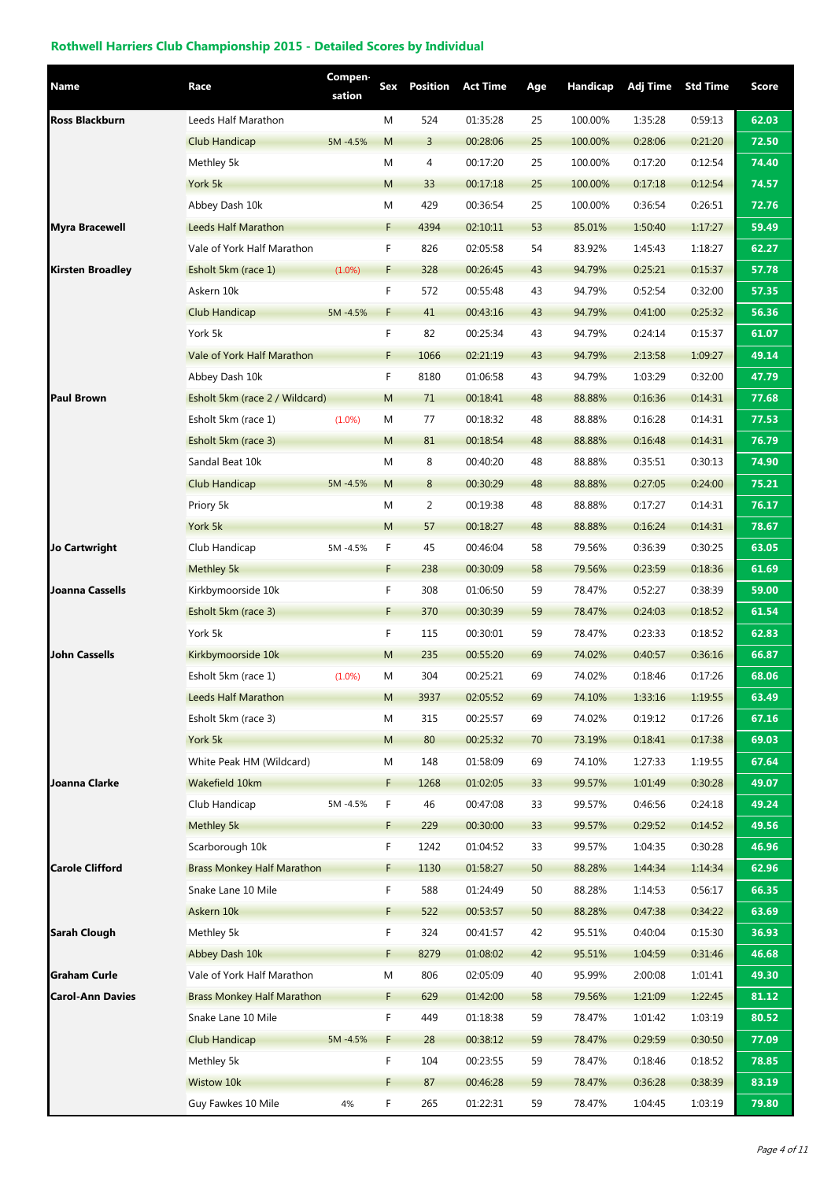## Rothwell Harriers Club Championship 2015 - Detailed Scores by Individual

| Name | Race | Compen-sation | Sex | Position | Act Time | Age | Handicap | Adj Time | Std Time | Score |
|---|---|---|---|---|---|---|---|---|---|---|
| **Ross Blackburn** | Leeds Half Marathon | | M | 524 | 01:35:28 | 25 | 100.00% | 1:35:28 | 0:59:13 | 62.03 |
| | Club Handicap | 5M -4.5% | M | 3 | 00:28:06 | 25 | 100.00% | 0:28:06 | 0:21:20 | 72.50 |
| | Methley 5k | | M | 4 | 00:17:20 | 25 | 100.00% | 0:17:20 | 0:12:54 | 74.40 |
| | York 5k | | M | 33 | 00:17:18 | 25 | 100.00% | 0:17:18 | 0:12:54 | 74.57 |
| | Abbey Dash 10k | | M | 429 | 00:36:54 | 25 | 100.00% | 0:36:54 | 0:26:51 | 72.76 |
| **Myra Bracewell** | Leeds Half Marathon | | F | 4394 | 02:10:11 | 53 | 85.01% | 1:50:40 | 1:17:27 | 59.49 |
| | Vale of York Half Marathon | | F | 826 | 02:05:58 | 54 | 83.92% | 1:45:43 | 1:18:27 | 62.27 |
| **Kirsten Broadley** | Esholt 5km (race 1) | (1.0%) | F | 328 | 00:26:45 | 43 | 94.79% | 0:25:21 | 0:15:37 | 57.78 |
| | Askern 10k | | F | 572 | 00:55:48 | 43 | 94.79% | 0:52:54 | 0:32:00 | 57.35 |
| | Club Handicap | 5M -4.5% | F | 41 | 00:43:16 | 43 | 94.79% | 0:41:00 | 0:25:32 | 56.36 |
| | York 5k | | F | 82 | 00:25:34 | 43 | 94.79% | 0:24:14 | 0:15:37 | 61.07 |
| | Vale of York Half Marathon | | F | 1066 | 02:21:19 | 43 | 94.79% | 2:13:58 | 1:09:27 | 49.14 |
| | Abbey Dash 10k | | F | 8180 | 01:06:58 | 43 | 94.79% | 1:03:29 | 0:32:00 | 47.79 |
| **Paul Brown** | Esholt 5km (race 2 / Wildcard) | | M | 71 | 00:18:41 | 48 | 88.88% | 0:16:36 | 0:14:31 | 77.68 |
| | Esholt 5km (race 1) | (1.0%) | M | 77 | 00:18:32 | 48 | 88.88% | 0:16:28 | 0:14:31 | 77.53 |
| | Esholt 5km (race 3) | | M | 81 | 00:18:54 | 48 | 88.88% | 0:16:48 | 0:14:31 | 76.79 |
| | Sandal Beat 10k | | M | 8 | 00:40:20 | 48 | 88.88% | 0:35:51 | 0:30:13 | 74.90 |
| | Club Handicap | 5M -4.5% | M | 8 | 00:30:29 | 48 | 88.88% | 0:27:05 | 0:24:00 | 75.21 |
| | Priory 5k | | M | 2 | 00:19:38 | 48 | 88.88% | 0:17:27 | 0:14:31 | 76.17 |
| | York 5k | | M | 57 | 00:18:27 | 48 | 88.88% | 0:16:24 | 0:14:31 | 78.67 |
| **Jo Cartwright** | Club Handicap | 5M -4.5% | F | 45 | 00:46:04 | 58 | 79.56% | 0:36:39 | 0:30:25 | 63.05 |
| | Methley 5k | | F | 238 | 00:30:09 | 58 | 79.56% | 0:23:59 | 0:18:36 | 61.69 |
| **Joanna Cassells** | Kirkbymoorside 10k | | F | 308 | 01:06:50 | 59 | 78.47% | 0:52:27 | 0:38:39 | 59.00 |
| | Esholt 5km (race 3) | | F | 370 | 00:30:39 | 59 | 78.47% | 0:24:03 | 0:18:52 | 61.54 |
| | York 5k | | F | 115 | 00:30:01 | 59 | 78.47% | 0:23:33 | 0:18:52 | 62.83 |
| **John Cassells** | Kirkbymoorside 10k | | M | 235 | 00:55:20 | 69 | 74.02% | 0:40:57 | 0:36:16 | 66.87 |
| | Esholt 5km (race 1) | (1.0%) | M | 304 | 00:25:21 | 69 | 74.02% | 0:18:46 | 0:17:26 | 68.06 |
| | Leeds Half Marathon | | M | 3937 | 02:05:52 | 69 | 74.10% | 1:33:16 | 1:19:55 | 63.49 |
| | Esholt 5km (race 3) | | M | 315 | 00:25:57 | 69 | 74.02% | 0:19:12 | 0:17:26 | 67.16 |
| | York 5k | | M | 80 | 00:25:32 | 70 | 73.19% | 0:18:41 | 0:17:38 | 69.03 |
| | White Peak HM (Wildcard) | | M | 148 | 01:58:09 | 69 | 74.10% | 1:27:33 | 1:19:55 | 67.64 |
| **Joanna Clarke** | Wakefield 10km | | F | 1268 | 01:02:05 | 33 | 99.57% | 1:01:49 | 0:30:28 | 49.07 |
| | Club Handicap | 5M -4.5% | F | 46 | 00:47:08 | 33 | 99.57% | 0:46:56 | 0:24:18 | 49.24 |
| | Methley 5k | | F | 229 | 00:30:00 | 33 | 99.57% | 0:29:52 | 0:14:52 | 49.56 |
| | Scarborough 10k | | F | 1242 | 01:04:52 | 33 | 99.57% | 1:04:35 | 0:30:28 | 46.96 |
| **Carole Clifford** | Brass Monkey Half Marathon | | F | 1130 | 01:58:27 | 50 | 88.28% | 1:44:34 | 1:14:34 | 62.96 |
| | Snake Lane 10 Mile | | F | 588 | 01:24:49 | 50 | 88.28% | 1:14:53 | 0:56:17 | 66.35 |
| | Askern 10k | | F | 522 | 00:53:57 | 50 | 88.28% | 0:47:38 | 0:34:22 | 63.69 |
| **Sarah Clough** | Methley 5k | | F | 324 | 00:41:57 | 42 | 95.51% | 0:40:04 | 0:15:30 | 36.93 |
| | Abbey Dash 10k | | F | 8279 | 01:08:02 | 42 | 95.51% | 1:04:59 | 0:31:46 | 46.68 |
| **Graham Curle** | Vale of York Half Marathon | | M | 806 | 02:05:09 | 40 | 95.99% | 2:00:08 | 1:01:41 | 49.30 |
| **Carol-Ann Davies** | Brass Monkey Half Marathon | | F | 629 | 01:42:00 | 58 | 79.56% | 1:21:09 | 1:22:45 | 81.12 |
| | Snake Lane 10 Mile | | F | 449 | 01:18:38 | 59 | 78.47% | 1:01:42 | 1:03:19 | 80.52 |
| | Club Handicap | 5M -4.5% | F | 28 | 00:38:12 | 59 | 78.47% | 0:29:59 | 0:30:50 | 77.09 |
| | Methley 5k | | F | 104 | 00:23:55 | 59 | 78.47% | 0:18:46 | 0:18:52 | 78.85 |
| | Wistow 10k | | F | 87 | 00:46:28 | 59 | 78.47% | 0:36:28 | 0:38:39 | 83.19 |
| | Guy Fawkes 10 Mile | 4% | F | 265 | 01:22:31 | 59 | 78.47% | 1:04:45 | 1:03:19 | 79.80 |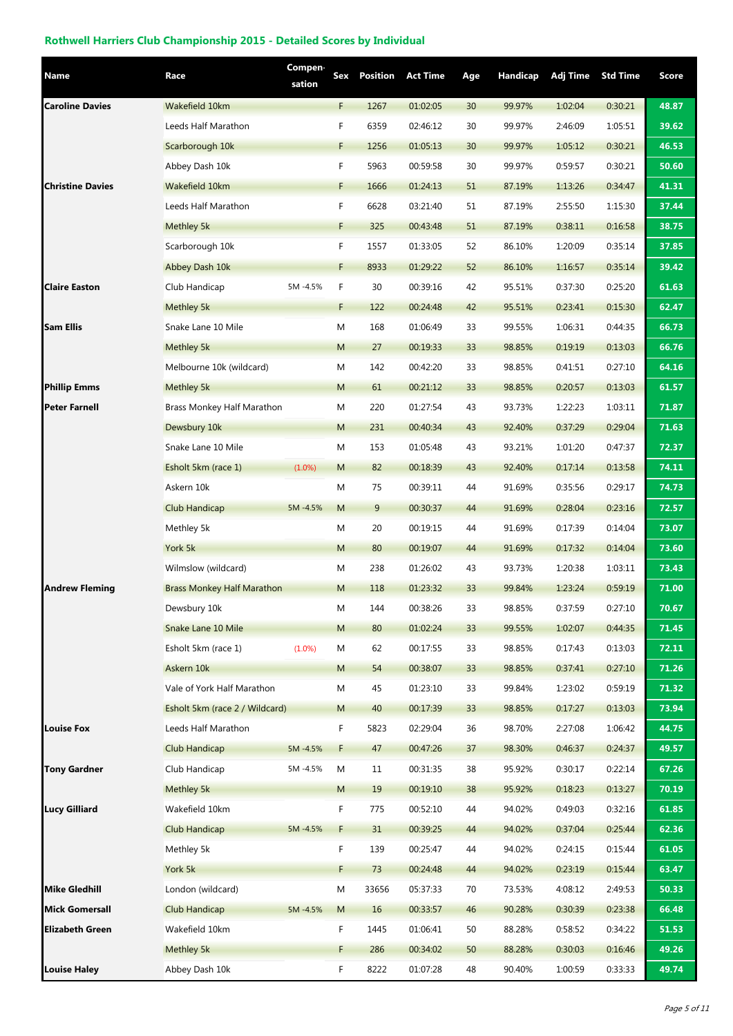## Rothwell Harriers Club Championship 2015 - Detailed Scores by Individual

| Name | Race | Compensation | Sex | Position | Act Time | Age | Handicap | Adj Time | Std Time | Score |
|---|---|---|---|---|---|---|---|---|---|---|
| **Caroline Davies** | Wakefield 10km | | F | 1267 | 01:02:05 | 30 | 99.97% | 1:02:04 | 0:30:21 | 48.87 |
| | Leeds Half Marathon | | F | 6359 | 02:46:12 | 30 | 99.97% | 2:46:09 | 1:05:51 | 39.62 |
| | Scarborough 10k | | F | 1256 | 01:05:13 | 30 | 99.97% | 1:05:12 | 0:30:21 | 46.53 |
| | Abbey Dash 10k | | F | 5963 | 00:59:58 | 30 | 99.97% | 0:59:57 | 0:30:21 | 50.60 |
| **Christine Davies** | Wakefield 10km | | F | 1666 | 01:24:13 | 51 | 87.19% | 1:13:26 | 0:34:47 | 41.31 |
| | Leeds Half Marathon | | F | 6628 | 03:21:40 | 51 | 87.19% | 2:55:50 | 1:15:30 | 37.44 |
| | Methley 5k | | F | 325 | 00:43:48 | 51 | 87.19% | 0:38:11 | 0:16:58 | 38.75 |
| | Scarborough 10k | | F | 1557 | 01:33:05 | 52 | 86.10% | 1:20:09 | 0:35:14 | 37.85 |
| | Abbey Dash 10k | | F | 8933 | 01:29:22 | 52 | 86.10% | 1:16:57 | 0:35:14 | 39.42 |
| **Claire Easton** | Club Handicap | 5M -4.5% | F | 30 | 00:39:16 | 42 | 95.51% | 0:37:30 | 0:25:20 | 61.63 |
| | Methley 5k | | F | 122 | 00:24:48 | 42 | 95.51% | 0:23:41 | 0:15:30 | 62.47 |
| **Sam Ellis** | Snake Lane 10 Mile | | M | 168 | 01:06:49 | 33 | 99.55% | 1:06:31 | 0:44:35 | 66.73 |
| | Methley 5k | | M | 27 | 00:19:33 | 33 | 98.85% | 0:19:19 | 0:13:03 | 66.76 |
| | Melbourne 10k (wildcard) | | M | 142 | 00:42:20 | 33 | 98.85% | 0:41:51 | 0:27:10 | 64.16 |
| **Phillip Emms** | Methley 5k | | M | 61 | 00:21:12 | 33 | 98.85% | 0:20:57 | 0:13:03 | 61.57 |
| **Peter Farnell** | Brass Monkey Half Marathon | | M | 220 | 01:27:54 | 43 | 93.73% | 1:22:23 | 1:03:11 | 71.87 |
| | Dewsbury 10k | | M | 231 | 00:40:34 | 43 | 92.40% | 0:37:29 | 0:29:04 | 71.63 |
| | Snake Lane 10 Mile | | M | 153 | 01:05:48 | 43 | 93.21% | 1:01:20 | 0:47:37 | 72.37 |
| | Esholt 5km (race 1) | (1.0%) | M | 82 | 00:18:39 | 43 | 92.40% | 0:17:14 | 0:13:58 | 74.11 |
| | Askern 10k | | M | 75 | 00:39:11 | 44 | 91.69% | 0:35:56 | 0:29:17 | 74.73 |
| | Club Handicap | 5M -4.5% | M | 9 | 00:30:37 | 44 | 91.69% | 0:28:04 | 0:23:16 | 72.57 |
| | Methley 5k | | M | 20 | 00:19:15 | 44 | 91.69% | 0:17:39 | 0:14:04 | 73.07 |
| | York 5k | | M | 80 | 00:19:07 | 44 | 91.69% | 0:17:32 | 0:14:04 | 73.60 |
| | Wilmslow (wildcard) | | M | 238 | 01:26:02 | 43 | 93.73% | 1:20:38 | 1:03:11 | 73.43 |
| **Andrew Fleming** | Brass Monkey Half Marathon | | M | 118 | 01:23:32 | 33 | 99.84% | 1:23:24 | 0:59:19 | 71.00 |
| | Dewsbury 10k | | M | 144 | 00:38:26 | 33 | 98.85% | 0:37:59 | 0:27:10 | 70.67 |
| | Snake Lane 10 Mile | | M | 80 | 01:02:24 | 33 | 99.55% | 1:02:07 | 0:44:35 | 71.45 |
| | Esholt 5km (race 1) | (1.0%) | M | 62 | 00:17:55 | 33 | 98.85% | 0:17:43 | 0:13:03 | 72.11 |
| | Askern 10k | | M | 54 | 00:38:07 | 33 | 98.85% | 0:37:41 | 0:27:10 | 71.26 |
| | Vale of York Half Marathon | | M | 45 | 01:23:10 | 33 | 99.84% | 1:23:02 | 0:59:19 | 71.32 |
| | Esholt 5km (race 2 / Wildcard) | | M | 40 | 00:17:39 | 33 | 98.85% | 0:17:27 | 0:13:03 | 73.94 |
| **Louise Fox** | Leeds Half Marathon | | F | 5823 | 02:29:04 | 36 | 98.70% | 2:27:08 | 1:06:42 | 44.75 |
| | Club Handicap | 5M -4.5% | F | 47 | 00:47:26 | 37 | 98.30% | 0:46:37 | 0:24:37 | 49.57 |
| **Tony Gardner** | Club Handicap | 5M -4.5% | M | 11 | 00:31:35 | 38 | 95.92% | 0:30:17 | 0:22:14 | 67.26 |
| | Methley 5k | | M | 19 | 00:19:10 | 38 | 95.92% | 0:18:23 | 0:13:27 | 70.19 |
| **Lucy Gilliard** | Wakefield 10km | | F | 775 | 00:52:10 | 44 | 94.02% | 0:49:03 | 0:32:16 | 61.85 |
| | Club Handicap | 5M -4.5% | F | 31 | 00:39:25 | 44 | 94.02% | 0:37:04 | 0:25:44 | 62.36 |
| | Methley 5k | | F | 139 | 00:25:47 | 44 | 94.02% | 0:24:15 | 0:15:44 | 61.05 |
| | York 5k | | F | 73 | 00:24:48 | 44 | 94.02% | 0:23:19 | 0:15:44 | 63.47 |
| **Mike Gledhill** | London (wildcard) | | M | 33656 | 05:37:33 | 70 | 73.53% | 4:08:12 | 2:49:53 | 50.33 |
| **Mick Gomersall** | Club Handicap | 5M -4.5% | M | 16 | 00:33:57 | 46 | 90.28% | 0:30:39 | 0:23:38 | 66.48 |
| **Elizabeth Green** | Wakefield 10km | | F | 1445 | 01:06:41 | 50 | 88.28% | 0:58:52 | 0:34:22 | 51.53 |
| | Methley 5k | | F | 286 | 00:34:02 | 50 | 88.28% | 0:30:03 | 0:16:46 | 49.26 |
| **Louise Haley** | Abbey Dash 10k | | F | 8222 | 01:07:28 | 48 | 90.40% | 1:00:59 | 0:33:33 | 49.74 |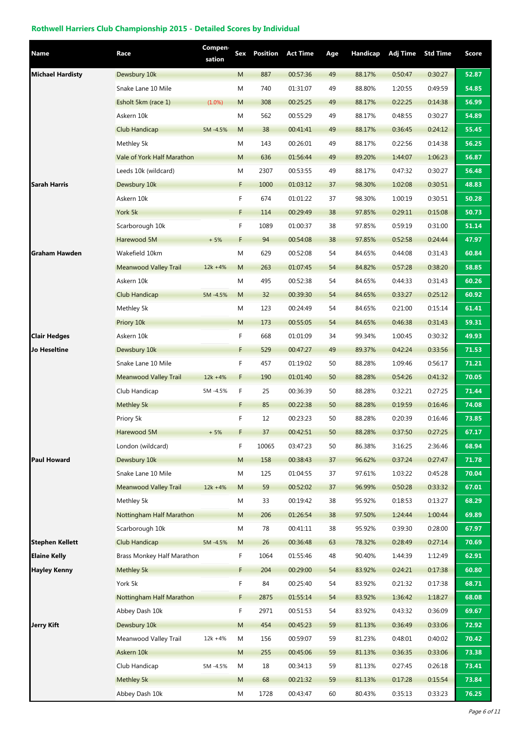## Rothwell Harriers Club Championship 2015 - Detailed Scores by Individual

| Name | Race | Compensation | Sex | Position | Act Time | Age | Handicap | Adj Time | Std Time | Score |
|---|---|---|---|---|---|---|---|---|---|---|
| **Michael Hardisty** | Dewsbury 10k | | M | 887 | 00:57:36 | 49 | 88.17% | 0:50:47 | 0:30:27 | 52.87 |
| | Snake Lane 10 Mile | | M | 740 | 01:31:07 | 49 | 88.80% | 1:20:55 | 0:49:59 | 54.85 |
| | Esholt 5km (race 1) | (1.0%) | M | 308 | 00:25:25 | 49 | 88.17% | 0:22:25 | 0:14:38 | 56.99 |
| | Askern 10k | | M | 562 | 00:55:29 | 49 | 88.17% | 0:48:55 | 0:30:27 | 54.89 |
| | Club Handicap | 5M -4.5% | M | 38 | 00:41:41 | 49 | 88.17% | 0:36:45 | 0:24:12 | 55.45 |
| | Methley 5k | | M | 143 | 00:26:01 | 49 | 88.17% | 0:22:56 | 0:14:38 | 56.25 |
| | Vale of York Half Marathon | | M | 636 | 01:56:44 | 49 | 89.20% | 1:44:07 | 1:06:23 | 56.87 |
| | Leeds 10k (wildcard) | | M | 2307 | 00:53:55 | 49 | 88.17% | 0:47:32 | 0:30:27 | 56.48 |
| **Sarah Harris** | Dewsbury 10k | | F | 1000 | 01:03:12 | 37 | 98.30% | 1:02:08 | 0:30:51 | 48.83 |
| | Askern 10k | | F | 674 | 01:01:22 | 37 | 98.30% | 1:00:19 | 0:30:51 | 50.28 |
| | York 5k | | F | 114 | 00:29:49 | 38 | 97.85% | 0:29:11 | 0:15:08 | 50.73 |
| | Scarborough 10k | | F | 1089 | 01:00:37 | 38 | 97.85% | 0:59:19 | 0:31:00 | 51.14 |
| | Harewood 5M | + 5% | F | 94 | 00:54:08 | 38 | 97.85% | 0:52:58 | 0:24:44 | 47.97 |
| **Graham Hawden** | Wakefield 10km | | M | 629 | 00:52:08 | 54 | 84.65% | 0:44:08 | 0:31:43 | 60.84 |
| | Meanwood Valley Trail | 12k +4% | M | 263 | 01:07:45 | 54 | 84.82% | 0:57:28 | 0:38:20 | 58.85 |
| | Askern 10k | | M | 495 | 00:52:38 | 54 | 84.65% | 0:44:33 | 0:31:43 | 60.26 |
| | Club Handicap | 5M -4.5% | M | 32 | 00:39:30 | 54 | 84.65% | 0:33:27 | 0:25:12 | 60.92 |
| | Methley 5k | | M | 123 | 00:24:49 | 54 | 84.65% | 0:21:00 | 0:15:14 | 61.41 |
| | Priory 10k | | M | 173 | 00:55:05 | 54 | 84.65% | 0:46:38 | 0:31:43 | 59.31 |
| **Clair Hedges** | Askern 10k | | F | 668 | 01:01:09 | 34 | 99.34% | 1:00:45 | 0:30:32 | 49.93 |
| **Jo Heseltine** | Dewsbury 10k | | F | 529 | 00:47:27 | 49 | 89.37% | 0:42:24 | 0:33:56 | 71.53 |
| | Snake Lane 10 Mile | | F | 457 | 01:19:02 | 50 | 88.28% | 1:09:46 | 0:56:17 | 71.21 |
| | Meanwood Valley Trail | 12k +4% | F | 190 | 01:01:40 | 50 | 88.28% | 0:54:26 | 0:41:32 | 70.05 |
| | Club Handicap | 5M -4.5% | F | 25 | 00:36:39 | 50 | 88.28% | 0:32:21 | 0:27:25 | 71.44 |
| | Methley 5k | | F | 85 | 00:22:38 | 50 | 88.28% | 0:19:59 | 0:16:46 | 74.08 |
| | Priory 5k | | F | 12 | 00:23:23 | 50 | 88.28% | 0:20:39 | 0:16:46 | 73.85 |
| | Harewood 5M | + 5% | F | 37 | 00:42:51 | 50 | 88.28% | 0:37:50 | 0:27:25 | 67.17 |
| | London (wildcard) | | F | 10065 | 03:47:23 | 50 | 86.38% | 3:16:25 | 2:36:46 | 68.94 |
| **Paul Howard** | Dewsbury 10k | | M | 158 | 00:38:43 | 37 | 96.62% | 0:37:24 | 0:27:47 | 71.78 |
| | Snake Lane 10 Mile | | M | 125 | 01:04:55 | 37 | 97.61% | 1:03:22 | 0:45:28 | 70.04 |
| | Meanwood Valley Trail | 12k +4% | M | 59 | 00:52:02 | 37 | 96.99% | 0:50:28 | 0:33:32 | 67.01 |
| | Methley 5k | | M | 33 | 00:19:42 | 38 | 95.92% | 0:18:53 | 0:13:27 | 68.29 |
| | Nottingham Half Marathon | | M | 206 | 01:26:54 | 38 | 97.50% | 1:24:44 | 1:00:44 | 69.89 |
| | Scarborough 10k | | M | 78 | 00:41:11 | 38 | 95.92% | 0:39:30 | 0:28:00 | 67.97 |
| **Stephen Kellett** | Club Handicap | 5M -4.5% | M | 26 | 00:36:48 | 63 | 78.32% | 0:28:49 | 0:27:14 | 70.69 |
| **Elaine Kelly** | Brass Monkey Half Marathon | | F | 1064 | 01:55:46 | 48 | 90.40% | 1:44:39 | 1:12:49 | 62.91 |
| **Hayley Kenny** | Methley 5k | | F | 204 | 00:29:00 | 54 | 83.92% | 0:24:21 | 0:17:38 | 60.80 |
| | York 5k | | F | 84 | 00:25:40 | 54 | 83.92% | 0:21:32 | 0:17:38 | 68.71 |
| | Nottingham Half Marathon | | F | 2875 | 01:55:14 | 54 | 83.92% | 1:36:42 | 1:18:27 | 68.08 |
| | Abbey Dash 10k | | F | 2971 | 00:51:53 | 54 | 83.92% | 0:43:32 | 0:36:09 | 69.67 |
| **Jerry Kift** | Dewsbury 10k | | M | 454 | 00:45:23 | 59 | 81.13% | 0:36:49 | 0:33:06 | 72.92 |
| | Meanwood Valley Trail | 12k +4% | M | 156 | 00:59:07 | 59 | 81.23% | 0:48:01 | 0:40:02 | 70.42 |
| | Askern 10k | | M | 255 | 00:45:06 | 59 | 81.13% | 0:36:35 | 0:33:06 | 73.38 |
| | Club Handicap | 5M -4.5% | M | 18 | 00:34:13 | 59 | 81.13% | 0:27:45 | 0:26:18 | 73.41 |
| | Methley 5k | | M | 68 | 00:21:32 | 59 | 81.13% | 0:17:28 | 0:15:54 | 73.84 |
| | Abbey Dash 10k | | M | 1728 | 00:43:47 | 60 | 80.43% | 0:35:13 | 0:33:23 | 76.25 |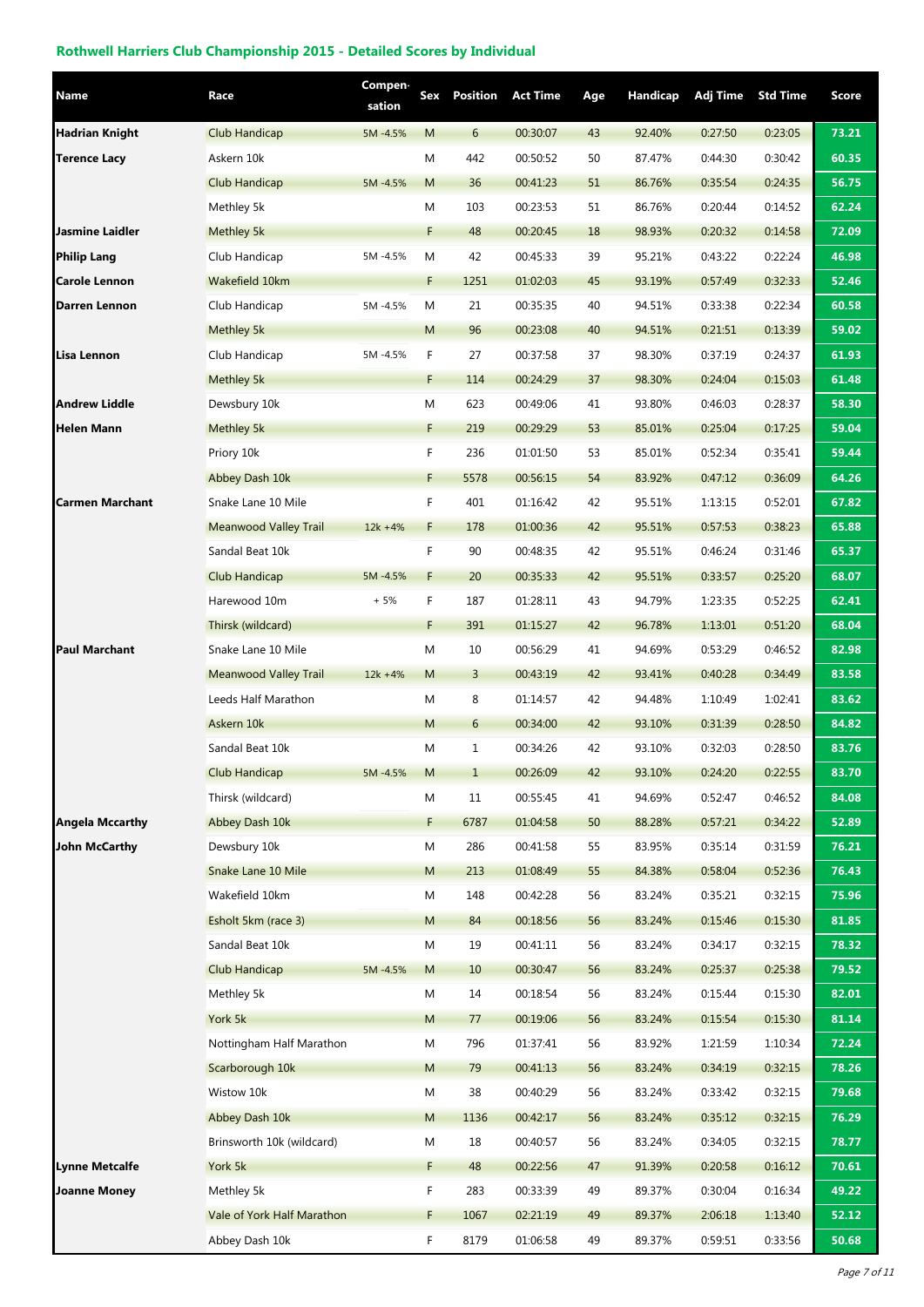## Rothwell Harriers Club Championship 2015 - Detailed Scores by Individual

| Name | Race | Compen-sation | Sex | Position | Act Time | Age | Handicap | Adj Time | Std Time | Score |
|---|---|---|---|---|---|---|---|---|---|---|
| **Hadrian Knight** | Club Handicap | 5M -4.5% | M | 6 | 00:30:07 | 43 | 92.40% | 0:27:50 | 0:23:05 | 73.21 |
| **Terence Lacy** | Askern 10k | | M | 442 | 00:50:52 | 50 | 87.47% | 0:44:30 | 0:30:42 | 60.35 |
| | Club Handicap | 5M -4.5% | M | 36 | 00:41:23 | 51 | 86.76% | 0:35:54 | 0:24:35 | 56.75 |
| | Methley 5k | | M | 103 | 00:23:53 | 51 | 86.76% | 0:20:44 | 0:14:52 | 62.24 |
| **Jasmine Laidler** | Methley 5k | | F | 48 | 00:20:45 | 18 | 98.93% | 0:20:32 | 0:14:58 | 72.09 |
| **Philip Lang** | Club Handicap | 5M -4.5% | M | 42 | 00:45:33 | 39 | 95.21% | 0:43:22 | 0:22:24 | 46.98 |
| **Carole Lennon** | Wakefield 10km | | F | 1251 | 01:02:03 | 45 | 93.19% | 0:57:49 | 0:32:33 | 52.46 |
| **Darren Lennon** | Club Handicap | 5M -4.5% | M | 21 | 00:35:35 | 40 | 94.51% | 0:33:38 | 0:22:34 | 60.58 |
| | Methley 5k | | M | 96 | 00:23:08 | 40 | 94.51% | 0:21:51 | 0:13:39 | 59.02 |
| **Lisa Lennon** | Club Handicap | 5M -4.5% | F | 27 | 00:37:58 | 37 | 98.30% | 0:37:19 | 0:24:37 | 61.93 |
| | Methley 5k | | F | 114 | 00:24:29 | 37 | 98.30% | 0:24:04 | 0:15:03 | 61.48 |
| **Andrew Liddle** | Dewsbury 10k | | M | 623 | 00:49:06 | 41 | 93.80% | 0:46:03 | 0:28:37 | 58.30 |
| **Helen Mann** | Methley 5k | | F | 219 | 00:29:29 | 53 | 85.01% | 0:25:04 | 0:17:25 | 59.04 |
| | Priory 10k | | F | 236 | 01:01:50 | 53 | 85.01% | 0:52:34 | 0:35:41 | 59.44 |
| | Abbey Dash 10k | | F | 5578 | 00:56:15 | 54 | 83.92% | 0:47:12 | 0:36:09 | 64.26 |
| **Carmen Marchant** | Snake Lane 10 Mile | | F | 401 | 01:16:42 | 42 | 95.51% | 1:13:15 | 0:52:01 | 67.82 |
| | Meanwood Valley Trail | 12k +4% | F | 178 | 01:00:36 | 42 | 95.51% | 0:57:53 | 0:38:23 | 65.88 |
| | Sandal Beat 10k | | F | 90 | 00:48:35 | 42 | 95.51% | 0:46:24 | 0:31:46 | 65.37 |
| | Club Handicap | 5M -4.5% | F | 20 | 00:35:33 | 42 | 95.51% | 0:33:57 | 0:25:20 | 68.07 |
| | Harewood 10m | + 5% | F | 187 | 01:28:11 | 43 | 94.79% | 1:23:35 | 0:52:25 | 62.41 |
| | Thirsk (wildcard) | | F | 391 | 01:15:27 | 42 | 96.78% | 1:13:01 | 0:51:20 | 68.04 |
| **Paul Marchant** | Snake Lane 10 Mile | | M | 10 | 00:56:29 | 41 | 94.69% | 0:53:29 | 0:46:52 | 82.98 |
| | Meanwood Valley Trail | 12k +4% | M | 3 | 00:43:19 | 42 | 93.41% | 0:40:28 | 0:34:49 | 83.58 |
| | Leeds Half Marathon | | M | 8 | 01:14:57 | 42 | 94.48% | 1:10:49 | 1:02:41 | 83.62 |
| | Askern 10k | | M | 6 | 00:34:00 | 42 | 93.10% | 0:31:39 | 0:28:50 | 84.82 |
| | Sandal Beat 10k | | M | 1 | 00:34:26 | 42 | 93.10% | 0:32:03 | 0:28:50 | 83.76 |
| | Club Handicap | 5M -4.5% | M | 1 | 00:26:09 | 42 | 93.10% | 0:24:20 | 0:22:55 | 83.70 |
| | Thirsk (wildcard) | | M | 11 | 00:55:45 | 41 | 94.69% | 0:52:47 | 0:46:52 | 84.08 |
| **Angela Mccarthy** | Abbey Dash 10k | | F | 6787 | 01:04:58 | 50 | 88.28% | 0:57:21 | 0:34:22 | 52.89 |
| **John McCarthy** | Dewsbury 10k | | M | 286 | 00:41:58 | 55 | 83.95% | 0:35:14 | 0:31:59 | 76.21 |
| | Snake Lane 10 Mile | | M | 213 | 01:08:49 | 55 | 84.38% | 0:58:04 | 0:52:36 | 76.43 |
| | Wakefield 10km | | M | 148 | 00:42:28 | 56 | 83.24% | 0:35:21 | 0:32:15 | 75.96 |
| | Esholt 5km (race 3) | | M | 84 | 00:18:56 | 56 | 83.24% | 0:15:46 | 0:15:30 | 81.85 |
| | Sandal Beat 10k | | M | 19 | 00:41:11 | 56 | 83.24% | 0:34:17 | 0:32:15 | 78.32 |
| | Club Handicap | 5M -4.5% | M | 10 | 00:30:47 | 56 | 83.24% | 0:25:37 | 0:25:38 | 79.52 |
| | Methley 5k | | M | 14 | 00:18:54 | 56 | 83.24% | 0:15:44 | 0:15:30 | 82.01 |
| | York 5k | | M | 77 | 00:19:06 | 56 | 83.24% | 0:15:54 | 0:15:30 | 81.14 |
| | Nottingham Half Marathon | | M | 796 | 01:37:41 | 56 | 83.92% | 1:21:59 | 1:10:34 | 72.24 |
| | Scarborough 10k | | M | 79 | 00:41:13 | 56 | 83.24% | 0:34:19 | 0:32:15 | 78.26 |
| | Wistow 10k | | M | 38 | 00:40:29 | 56 | 83.24% | 0:33:42 | 0:32:15 | 79.68 |
| | Abbey Dash 10k | | M | 1136 | 00:42:17 | 56 | 83.24% | 0:35:12 | 0:32:15 | 76.29 |
| | Brinsworth 10k (wildcard) | | M | 18 | 00:40:57 | 56 | 83.24% | 0:34:05 | 0:32:15 | 78.77 |
| **Lynne Metcalfe** | York 5k | | F | 48 | 00:22:56 | 47 | 91.39% | 0:20:58 | 0:16:12 | 70.61 |
| **Joanne Money** | Methley 5k | | F | 283 | 00:33:39 | 49 | 89.37% | 0:30:04 | 0:16:34 | 49.22 |
| | Vale of York Half Marathon | | F | 1067 | 02:21:19 | 49 | 89.37% | 2:06:18 | 1:13:40 | 52.12 |
| | Abbey Dash 10k | | F | 8179 | 01:06:58 | 49 | 89.37% | 0:59:51 | 0:33:56 | 50.68 |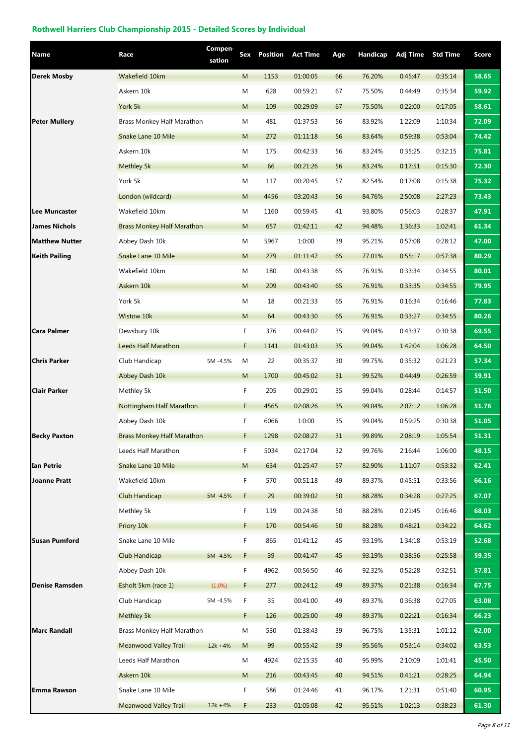## Rothwell Harriers Club Championship 2015 - Detailed Scores by Individual

| Name | Race | Compen-sation | Sex | Position | Act Time | Age | Handicap | Adj Time | Std Time | Score |
|---|---|---|---|---|---|---|---|---|---|---|
| **Derek Mosby** | Wakefield 10km | | M | 1153 | 01:00:05 | 66 | 76.20% | 0:45:47 | 0:35:14 | 58.65 |
| | Askern 10k | | M | 628 | 00:59:21 | 67 | 75.50% | 0:44:49 | 0:35:34 | 59.92 |
| | York 5k | | M | 109 | 00:29:09 | 67 | 75.50% | 0:22:00 | 0:17:05 | 58.61 |
| **Peter Mullery** | Brass Monkey Half Marathon | | M | 481 | 01:37:53 | 56 | 83.92% | 1:22:09 | 1:10:34 | 72.09 |
| | Snake Lane 10 Mile | | M | 272 | 01:11:18 | 56 | 83.64% | 0:59:38 | 0:53:04 | 74.42 |
| | Askern 10k | | M | 175 | 00:42:33 | 56 | 83.24% | 0:35:25 | 0:32:15 | 75.81 |
| | Methley 5k | | M | 66 | 00:21:26 | 56 | 83.24% | 0:17:51 | 0:15:30 | 72.30 |
| | York 5k | | M | 117 | 00:20:45 | 57 | 82.54% | 0:17:08 | 0:15:38 | 75.32 |
| | London (wildcard) | | M | 4456 | 03:20:43 | 56 | 84.76% | 2:50:08 | 2:27:23 | 73.43 |
| **Lee Muncaster** | Wakefield 10km | | M | 1160 | 00:59:45 | 41 | 93.80% | 0:56:03 | 0:28:37 | 47.91 |
| **James Nichols** | Brass Monkey Half Marathon | | M | 657 | 01:42:11 | 42 | 94.48% | 1:36:33 | 1:02:41 | 61.34 |
| **Matthew Nutter** | Abbey Dash 10k | | M | 5967 | 1:0:00 | 39 | 95.21% | 0:57:08 | 0:28:12 | 47.00 |
| **Keith Pailing** | Snake Lane 10 Mile | | M | 279 | 01:11:47 | 65 | 77.01% | 0:55:17 | 0:57:38 | 80.29 |
| | Wakefield 10km | | M | 180 | 00:43:38 | 65 | 76.91% | 0:33:34 | 0:34:55 | 80.01 |
| | Askern 10k | | M | 209 | 00:43:40 | 65 | 76.91% | 0:33:35 | 0:34:55 | 79.95 |
| | York 5k | | M | 18 | 00:21:33 | 65 | 76.91% | 0:16:34 | 0:16:46 | 77.83 |
| | Wistow 10k | | M | 64 | 00:43:30 | 65 | 76.91% | 0:33:27 | 0:34:55 | 80.26 |
| **Cara Palmer** | Dewsbury 10k | | F | 376 | 00:44:02 | 35 | 99.04% | 0:43:37 | 0:30:38 | 69.55 |
| | Leeds Half Marathon | | F | 1141 | 01:43:03 | 35 | 99.04% | 1:42:04 | 1:06:28 | 64.50 |
| **Chris Parker** | Club Handicap | 5M -4.5% | M | 22 | 00:35:37 | 30 | 99.75% | 0:35:32 | 0:21:23 | 57.34 |
| | Abbey Dash 10k | | M | 1700 | 00:45:02 | 31 | 99.52% | 0:44:49 | 0:26:59 | 59.91 |
| **Clair Parker** | Methley 5k | | F | 205 | 00:29:01 | 35 | 99.04% | 0:28:44 | 0:14:57 | 51.50 |
| | Nottingham Half Marathon | | F | 4565 | 02:08:26 | 35 | 99.04% | 2:07:12 | 1:06:28 | 51.76 |
| | Abbey Dash 10k | | F | 6066 | 1:0:00 | 35 | 99.04% | 0:59:25 | 0:30:38 | 51.05 |
| **Becky Paxton** | Brass Monkey Half Marathon | | F | 1298 | 02:08:27 | 31 | 99.89% | 2:08:19 | 1:05:54 | 51.31 |
| | Leeds Half Marathon | | F | 5034 | 02:17:04 | 32 | 99.76% | 2:16:44 | 1:06:00 | 48.15 |
| **Ian Petrie** | Snake Lane 10 Mile | | M | 634 | 01:25:47 | 57 | 82.90% | 1:11:07 | 0:53:32 | 62.41 |
| **Joanne Pratt** | Wakefield 10km | | F | 570 | 00:51:18 | 49 | 89.37% | 0:45:51 | 0:33:56 | 66.16 |
| | Club Handicap | 5M -4.5% | F | 29 | 00:39:02 | 50 | 88.28% | 0:34:28 | 0:27:25 | 67.07 |
| | Methley 5k | | F | 119 | 00:24:38 | 50 | 88.28% | 0:21:45 | 0:16:46 | 68.03 |
| | Priory 10k | | F | 170 | 00:54:46 | 50 | 88.28% | 0:48:21 | 0:34:22 | 64.62 |
| **Susan Pumford** | Snake Lane 10 Mile | | F | 865 | 01:41:12 | 45 | 93.19% | 1:34:18 | 0:53:19 | 52.68 |
| | Club Handicap | 5M -4.5% | F | 39 | 00:41:47 | 45 | 93.19% | 0:38:56 | 0:25:58 | 59.35 |
| | Abbey Dash 10k | | F | 4962 | 00:56:50 | 46 | 92.32% | 0:52:28 | 0:32:51 | 57.81 |
| **Denise Ramsden** | Esholt 5km (race 1) | (1.0%) | F | 277 | 00:24:12 | 49 | 89.37% | 0:21:38 | 0:16:34 | 67.75 |
| | Club Handicap | 5M -4.5% | F | 35 | 00:41:00 | 49 | 89.37% | 0:36:38 | 0:27:05 | 63.08 |
| | Methley 5k | | F | 126 | 00:25:00 | 49 | 89.37% | 0:22:21 | 0:16:34 | 66.23 |
| **Marc Randall** | Brass Monkey Half Marathon | | M | 530 | 01:38:43 | 39 | 96.75% | 1:35:31 | 1:01:12 | 62.00 |
| | Meanwood Valley Trail | 12k +4% | M | 99 | 00:55:42 | 39 | 95.56% | 0:53:14 | 0:34:02 | 63.53 |
| | Leeds Half Marathon | | M | 4924 | 02:15:35 | 40 | 95.99% | 2:10:09 | 1:01:41 | 45.50 |
| | Askern 10k | | M | 216 | 00:43:45 | 40 | 94.51% | 0:41:21 | 0:28:25 | 64.94 |
| **Emma Rawson** | Snake Lane 10 Mile | | F | 586 | 01:24:46 | 41 | 96.17% | 1:21:31 | 0:51:40 | 60.95 |
| | Meanwood Valley Trail | 12k +4% | F | 233 | 01:05:08 | 42 | 95.51% | 1:02:13 | 0:38:23 | 61.30 |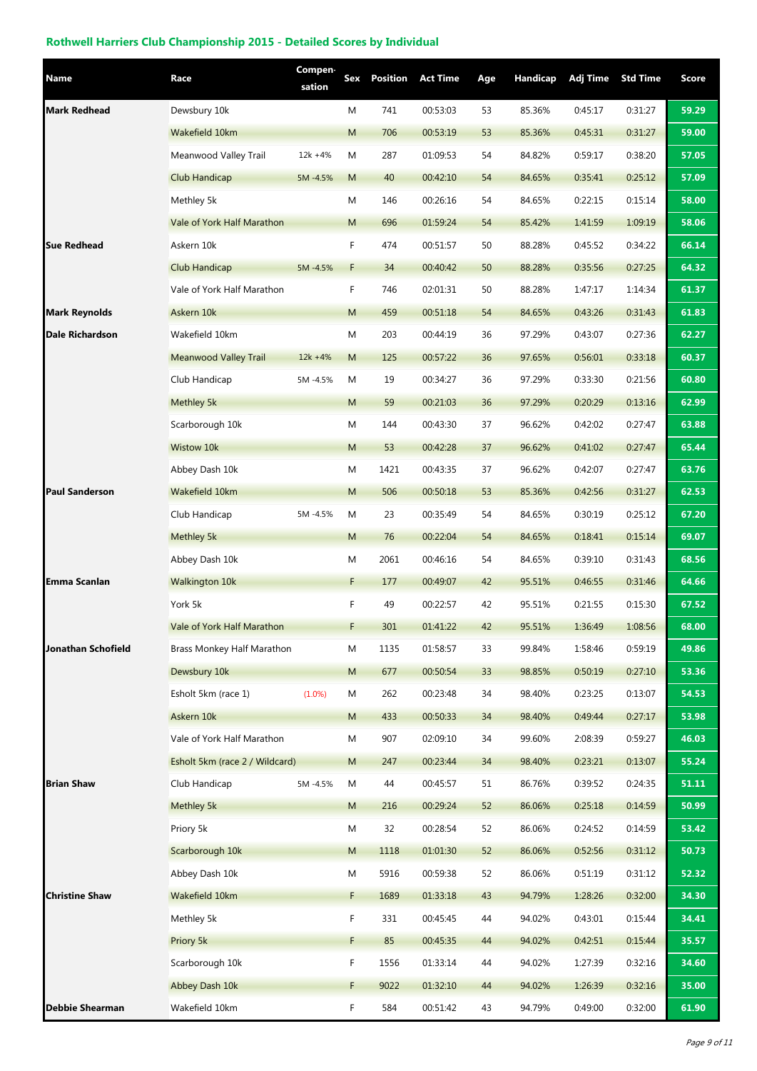## Rothwell Harriers Club Championship 2015 - Detailed Scores by Individual

| Name | Race | Compen-sation | Sex | Position | Act Time | Age | Handicap | Adj Time | Std Time | Score |
|---|---|---|---|---|---|---|---|---|---|---|
| **Mark Redhead** | Dewsbury 10k | | M | 741 | 00:53:03 | 53 | 85.36% | 0:45:17 | 0:31:27 | 59.29 |
| | Wakefield 10km | | M | 706 | 00:53:19 | 53 | 85.36% | 0:45:31 | 0:31:27 | 59.00 |
| | Meanwood Valley Trail | 12k +4% | M | 287 | 01:09:53 | 54 | 84.82% | 0:59:17 | 0:38:20 | 57.05 |
| | Club Handicap | 5M -4.5% | M | 40 | 00:42:10 | 54 | 84.65% | 0:35:41 | 0:25:12 | 57.09 |
| | Methley 5k | | M | 146 | 00:26:16 | 54 | 84.65% | 0:22:15 | 0:15:14 | 58.00 |
| | Vale of York Half Marathon | | M | 696 | 01:59:24 | 54 | 85.42% | 1:41:59 | 1:09:19 | 58.06 |
| **Sue Redhead** | Askern 10k | | F | 474 | 00:51:57 | 50 | 88.28% | 0:45:52 | 0:34:22 | 66.14 |
| | Club Handicap | 5M -4.5% | F | 34 | 00:40:42 | 50 | 88.28% | 0:35:56 | 0:27:25 | 64.32 |
| | Vale of York Half Marathon | | F | 746 | 02:01:31 | 50 | 88.28% | 1:47:17 | 1:14:34 | 61.37 |
| **Mark Reynolds** | Askern 10k | | M | 459 | 00:51:18 | 54 | 84.65% | 0:43:26 | 0:31:43 | 61.83 |
| **Dale Richardson** | Wakefield 10km | | M | 203 | 00:44:19 | 36 | 97.29% | 0:43:07 | 0:27:36 | 62.27 |
| | Meanwood Valley Trail | 12k +4% | M | 125 | 00:57:22 | 36 | 97.65% | 0:56:01 | 0:33:18 | 60.37 |
| | Club Handicap | 5M -4.5% | M | 19 | 00:34:27 | 36 | 97.29% | 0:33:30 | 0:21:56 | 60.80 |
| | Methley 5k | | M | 59 | 00:21:03 | 36 | 97.29% | 0:20:29 | 0:13:16 | 62.99 |
| | Scarborough 10k | | M | 144 | 00:43:30 | 37 | 96.62% | 0:42:02 | 0:27:47 | 63.88 |
| | Wistow 10k | | M | 53 | 00:42:28 | 37 | 96.62% | 0:41:02 | 0:27:47 | 65.44 |
| | Abbey Dash 10k | | M | 1421 | 00:43:35 | 37 | 96.62% | 0:42:07 | 0:27:47 | 63.76 |
| **Paul Sanderson** | Wakefield 10km | | M | 506 | 00:50:18 | 53 | 85.36% | 0:42:56 | 0:31:27 | 62.53 |
| | Club Handicap | 5M -4.5% | M | 23 | 00:35:49 | 54 | 84.65% | 0:30:19 | 0:25:12 | 67.20 |
| | Methley 5k | | M | 76 | 00:22:04 | 54 | 84.65% | 0:18:41 | 0:15:14 | 69.07 |
| | Abbey Dash 10k | | M | 2061 | 00:46:16 | 54 | 84.65% | 0:39:10 | 0:31:43 | 68.56 |
| **Emma Scanlan** | Walkington 10k | | F | 177 | 00:49:07 | 42 | 95.51% | 0:46:55 | 0:31:46 | 64.66 |
| | York 5k | | F | 49 | 00:22:57 | 42 | 95.51% | 0:21:55 | 0:15:30 | 67.52 |
| | Vale of York Half Marathon | | F | 301 | 01:41:22 | 42 | 95.51% | 1:36:49 | 1:08:56 | 68.00 |
| **Jonathan Schofield** | Brass Monkey Half Marathon | | M | 1135 | 01:58:57 | 33 | 99.84% | 1:58:46 | 0:59:19 | 49.86 |
| | Dewsbury 10k | | M | 677 | 00:50:54 | 33 | 98.85% | 0:50:19 | 0:27:10 | 53.36 |
| | Esholt 5km (race 1) | (1.0%) | M | 262 | 00:23:48 | 34 | 98.40% | 0:23:25 | 0:13:07 | 54.53 |
| | Askern 10k | | M | 433 | 00:50:33 | 34 | 98.40% | 0:49:44 | 0:27:17 | 53.98 |
| | Vale of York Half Marathon | | M | 907 | 02:09:10 | 34 | 99.60% | 2:08:39 | 0:59:27 | 46.03 |
| | Esholt 5km (race 2 / Wildcard) | | M | 247 | 00:23:44 | 34 | 98.40% | 0:23:21 | 0:13:07 | 55.24 |
| **Brian Shaw** | Club Handicap | 5M -4.5% | M | 44 | 00:45:57 | 51 | 86.76% | 0:39:52 | 0:24:35 | 51.11 |
| | Methley 5k | | M | 216 | 00:29:24 | 52 | 86.06% | 0:25:18 | 0:14:59 | 50.99 |
| | Priory 5k | | M | 32 | 00:28:54 | 52 | 86.06% | 0:24:52 | 0:14:59 | 53.42 |
| | Scarborough 10k | | M | 1118 | 01:01:30 | 52 | 86.06% | 0:52:56 | 0:31:12 | 50.73 |
| | Abbey Dash 10k | | M | 5916 | 00:59:38 | 52 | 86.06% | 0:51:19 | 0:31:12 | 52.32 |
| **Christine Shaw** | Wakefield 10km | | F | 1689 | 01:33:18 | 43 | 94.79% | 1:28:26 | 0:32:00 | 34.30 |
| | Methley 5k | | F | 331 | 00:45:45 | 44 | 94.02% | 0:43:01 | 0:15:44 | 34.41 |
| | Priory 5k | | F | 85 | 00:45:35 | 44 | 94.02% | 0:42:51 | 0:15:44 | 35.57 |
| | Scarborough 10k | | F | 1556 | 01:33:14 | 44 | 94.02% | 1:27:39 | 0:32:16 | 34.60 |
| | Abbey Dash 10k | | F | 9022 | 01:32:10 | 44 | 94.02% | 1:26:39 | 0:32:16 | 35.00 |
| **Debbie Shearman** | Wakefield 10km | | F | 584 | 00:51:42 | 43 | 94.79% | 0:49:00 | 0:32:00 | 61.90 |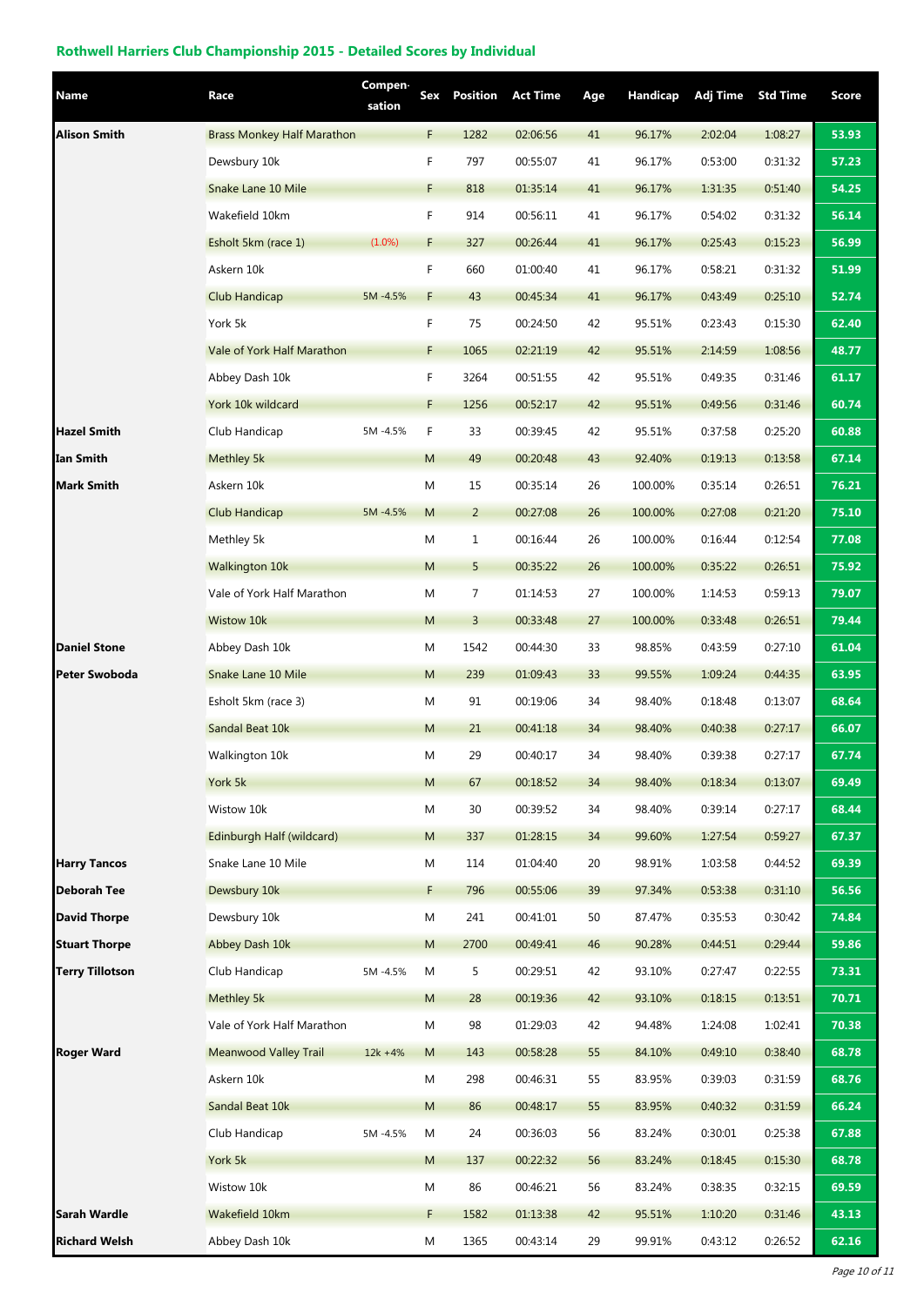## Rothwell Harriers Club Championship 2015 - Detailed Scores by Individual

| Name | Race | Compen-sation | Sex | Position | Act Time | Age | Handicap | Adj Time | Std Time | Score |
|---|---|---|---|---|---|---|---|---|---|---|
| **Alison Smith** | Brass Monkey Half Marathon | | F | 1282 | 02:06:56 | 41 | 96.17% | 2:02:04 | 1:08:27 | 53.93 |
| | Dewsbury 10k | | F | 797 | 00:55:07 | 41 | 96.17% | 0:53:00 | 0:31:32 | 57.23 |
| | Snake Lane 10 Mile | | F | 818 | 01:35:14 | 41 | 96.17% | 1:31:35 | 0:51:40 | 54.25 |
| | Wakefield 10km | | F | 914 | 00:56:11 | 41 | 96.17% | 0:54:02 | 0:31:32 | 56.14 |
| | Esholt 5km (race 1) | (1.0%) | F | 327 | 00:26:44 | 41 | 96.17% | 0:25:43 | 0:15:23 | 56.99 |
| | Askern 10k | | F | 660 | 01:00:40 | 41 | 96.17% | 0:58:21 | 0:31:32 | 51.99 |
| | Club Handicap | 5M -4.5% | F | 43 | 00:45:34 | 41 | 96.17% | 0:43:49 | 0:25:10 | 52.74 |
| | York 5k | | F | 75 | 00:24:50 | 42 | 95.51% | 0:23:43 | 0:15:30 | 62.40 |
| | Vale of York Half Marathon | | F | 1065 | 02:21:19 | 42 | 95.51% | 2:14:59 | 1:08:56 | 48.77 |
| | Abbey Dash 10k | | F | 3264 | 00:51:55 | 42 | 95.51% | 0:49:35 | 0:31:46 | 61.17 |
| | York 10k wildcard | | F | 1256 | 00:52:17 | 42 | 95.51% | 0:49:56 | 0:31:46 | 60.74 |
| **Hazel Smith** | Club Handicap | 5M -4.5% | F | 33 | 00:39:45 | 42 | 95.51% | 0:37:58 | 0:25:20 | 60.88 |
| **Ian Smith** | Methley 5k | | M | 49 | 00:20:48 | 43 | 92.40% | 0:19:13 | 0:13:58 | 67.14 |
| **Mark Smith** | Askern 10k | | M | 15 | 00:35:14 | 26 | 100.00% | 0:35:14 | 0:26:51 | 76.21 |
| | Club Handicap | 5M -4.5% | M | 2 | 00:27:08 | 26 | 100.00% | 0:27:08 | 0:21:20 | 75.10 |
| | Methley 5k | | M | 1 | 00:16:44 | 26 | 100.00% | 0:16:44 | 0:12:54 | 77.08 |
| | Walkington 10k | | M | 5 | 00:35:22 | 26 | 100.00% | 0:35:22 | 0:26:51 | 75.92 |
| | Vale of York Half Marathon | | M | 7 | 01:14:53 | 27 | 100.00% | 1:14:53 | 0:59:13 | 79.07 |
| | Wistow 10k | | M | 3 | 00:33:48 | 27 | 100.00% | 0:33:48 | 0:26:51 | 79.44 |
| **Daniel Stone** | Abbey Dash 10k | | M | 1542 | 00:44:30 | 33 | 98.85% | 0:43:59 | 0:27:10 | 61.04 |
| **Peter Swoboda** | Snake Lane 10 Mile | | M | 239 | 01:09:43 | 33 | 99.55% | 1:09:24 | 0:44:35 | 63.95 |
| | Esholt 5km (race 3) | | M | 91 | 00:19:06 | 34 | 98.40% | 0:18:48 | 0:13:07 | 68.64 |
| | Sandal Beat 10k | | M | 21 | 00:41:18 | 34 | 98.40% | 0:40:38 | 0:27:17 | 66.07 |
| | Walkington 10k | | M | 29 | 00:40:17 | 34 | 98.40% | 0:39:38 | 0:27:17 | 67.74 |
| | York 5k | | M | 67 | 00:18:52 | 34 | 98.40% | 0:18:34 | 0:13:07 | 69.49 |
| | Wistow 10k | | M | 30 | 00:39:52 | 34 | 98.40% | 0:39:14 | 0:27:17 | 68.44 |
| | Edinburgh Half (wildcard) | | M | 337 | 01:28:15 | 34 | 99.60% | 1:27:54 | 0:59:27 | 67.37 |
| **Harry Tancos** | Snake Lane 10 Mile | | M | 114 | 01:04:40 | 20 | 98.91% | 1:03:58 | 0:44:52 | 69.39 |
| **Deborah Tee** | Dewsbury 10k | | F | 796 | 00:55:06 | 39 | 97.34% | 0:53:38 | 0:31:10 | 56.56 |
| **David Thorpe** | Dewsbury 10k | | M | 241 | 00:41:01 | 50 | 87.47% | 0:35:53 | 0:30:42 | 74.84 |
| **Stuart Thorpe** | Abbey Dash 10k | | M | 2700 | 00:49:41 | 46 | 90.28% | 0:44:51 | 0:29:44 | 59.86 |
| **Terry Tillotson** | Club Handicap | 5M -4.5% | M | 5 | 00:29:51 | 42 | 93.10% | 0:27:47 | 0:22:55 | 73.31 |
| | Methley 5k | | M | 28 | 00:19:36 | 42 | 93.10% | 0:18:15 | 0:13:51 | 70.71 |
| | Vale of York Half Marathon | | M | 98 | 01:29:03 | 42 | 94.48% | 1:24:08 | 1:02:41 | 70.38 |
| **Roger Ward** | Meanwood Valley Trail | 12k +4% | M | 143 | 00:58:28 | 55 | 84.10% | 0:49:10 | 0:38:40 | 68.78 |
| | Askern 10k | | M | 298 | 00:46:31 | 55 | 83.95% | 0:39:03 | 0:31:59 | 68.76 |
| | Sandal Beat 10k | | M | 86 | 00:48:17 | 55 | 83.95% | 0:40:32 | 0:31:59 | 66.24 |
| | Club Handicap | 5M -4.5% | M | 24 | 00:36:03 | 56 | 83.24% | 0:30:01 | 0:25:38 | 67.88 |
| | York 5k | | M | 137 | 00:22:32 | 56 | 83.24% | 0:18:45 | 0:15:30 | 68.78 |
| | Wistow 10k | | M | 86 | 00:46:21 | 56 | 83.24% | 0:38:35 | 0:32:15 | 69.59 |
| **Sarah Wardle** | Wakefield 10km | | F | 1582 | 01:13:38 | 42 | 95.51% | 1:10:20 | 0:31:46 | 43.13 |
| **Richard Welsh** | Abbey Dash 10k | | M | 1365 | 00:43:14 | 29 | 99.91% | 0:43:12 | 0:26:52 | 62.16 |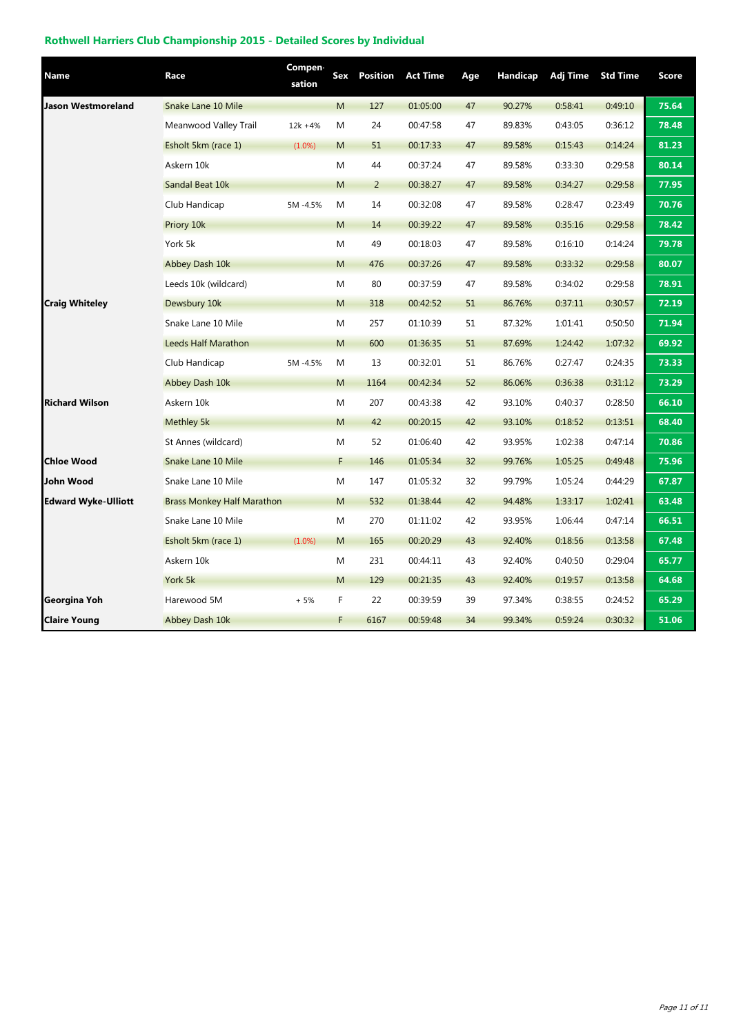## Rothwell Harriers Club Championship 2015 - Detailed Scores by Individual

| Name | Race | Compen-sation | Sex | Position | Act Time | Age | Handicap | Adj Time | Std Time | Score |
|---|---|---|---|---|---|---|---|---|---|---|
| **Jason Westmoreland** | Snake Lane 10 Mile | | M | 127 | 01:05:00 | 47 | 90.27% | 0:58:41 | 0:49:10 | 75.64 |
| | Meanwood Valley Trail | 12k +4% | M | 24 | 00:47:58 | 47 | 89.83% | 0:43:05 | 0:36:12 | 78.48 |
| | Esholt 5km (race 1) | (1.0%) | M | 51 | 00:17:33 | 47 | 89.58% | 0:15:43 | 0:14:24 | 81.23 |
| | Askern 10k | | M | 44 | 00:37:24 | 47 | 89.58% | 0:33:30 | 0:29:58 | 80.14 |
| | Sandal Beat 10k | | M | 2 | 00:38:27 | 47 | 89.58% | 0:34:27 | 0:29:58 | 77.95 |
| | Club Handicap | 5M -4.5% | M | 14 | 00:32:08 | 47 | 89.58% | 0:28:47 | 0:23:49 | 70.76 |
| | Priory 10k | | M | 14 | 00:39:22 | 47 | 89.58% | 0:35:16 | 0:29:58 | 78.42 |
| | York 5k | | M | 49 | 00:18:03 | 47 | 89.58% | 0:16:10 | 0:14:24 | 79.78 |
| | Abbey Dash 10k | | M | 476 | 00:37:26 | 47 | 89.58% | 0:33:32 | 0:29:58 | 80.07 |
| | Leeds 10k (wildcard) | | M | 80 | 00:37:59 | 47 | 89.58% | 0:34:02 | 0:29:58 | 78.91 |
| **Craig Whiteley** | Dewsbury 10k | | M | 318 | 00:42:52 | 51 | 86.76% | 0:37:11 | 0:30:57 | 72.19 |
| | Snake Lane 10 Mile | | M | 257 | 01:10:39 | 51 | 87.32% | 1:01:41 | 0:50:50 | 71.94 |
| | Leeds Half Marathon | | M | 600 | 01:36:35 | 51 | 87.69% | 1:24:42 | 1:07:32 | 69.92 |
| | Club Handicap | 5M -4.5% | M | 13 | 00:32:01 | 51 | 86.76% | 0:27:47 | 0:24:35 | 73.33 |
| | Abbey Dash 10k | | M | 1164 | 00:42:34 | 52 | 86.06% | 0:36:38 | 0:31:12 | 73.29 |
| **Richard Wilson** | Askern 10k | | M | 207 | 00:43:38 | 42 | 93.10% | 0:40:37 | 0:28:50 | 66.10 |
| | Methley 5k | | M | 42 | 00:20:15 | 42 | 93.10% | 0:18:52 | 0:13:51 | 68.40 |
| | St Annes (wildcard) | | M | 52 | 01:06:40 | 42 | 93.95% | 1:02:38 | 0:47:14 | 70.86 |
| **Chloe Wood** | Snake Lane 10 Mile | | F | 146 | 01:05:34 | 32 | 99.76% | 1:05:25 | 0:49:48 | 75.96 |
| **John Wood** | Snake Lane 10 Mile | | M | 147 | 01:05:32 | 32 | 99.79% | 1:05:24 | 0:44:29 | 67.87 |
| **Edward Wyke-Ulliott** | Brass Monkey Half Marathon | | M | 532 | 01:38:44 | 42 | 94.48% | 1:33:17 | 1:02:41 | 63.48 |
| | Snake Lane 10 Mile | | M | 270 | 01:11:02 | 42 | 93.95% | 1:06:44 | 0:47:14 | 66.51 |
| | Esholt 5km (race 1) | (1.0%) | M | 165 | 00:20:29 | 43 | 92.40% | 0:18:56 | 0:13:58 | 67.48 |
| | Askern 10k | | M | 231 | 00:44:11 | 43 | 92.40% | 0:40:50 | 0:29:04 | 65.77 |
| | York 5k | | M | 129 | 00:21:35 | 43 | 92.40% | 0:19:57 | 0:13:58 | 64.68 |
| **Georgina Yoh** | Harewood 5M | + 5% | F | 22 | 00:39:59 | 39 | 97.34% | 0:38:55 | 0:24:52 | 65.29 |
| **Claire Young** | Abbey Dash 10k | | F | 6167 | 00:59:48 | 34 | 99.34% | 0:59:24 | 0:30:32 | 51.06 |